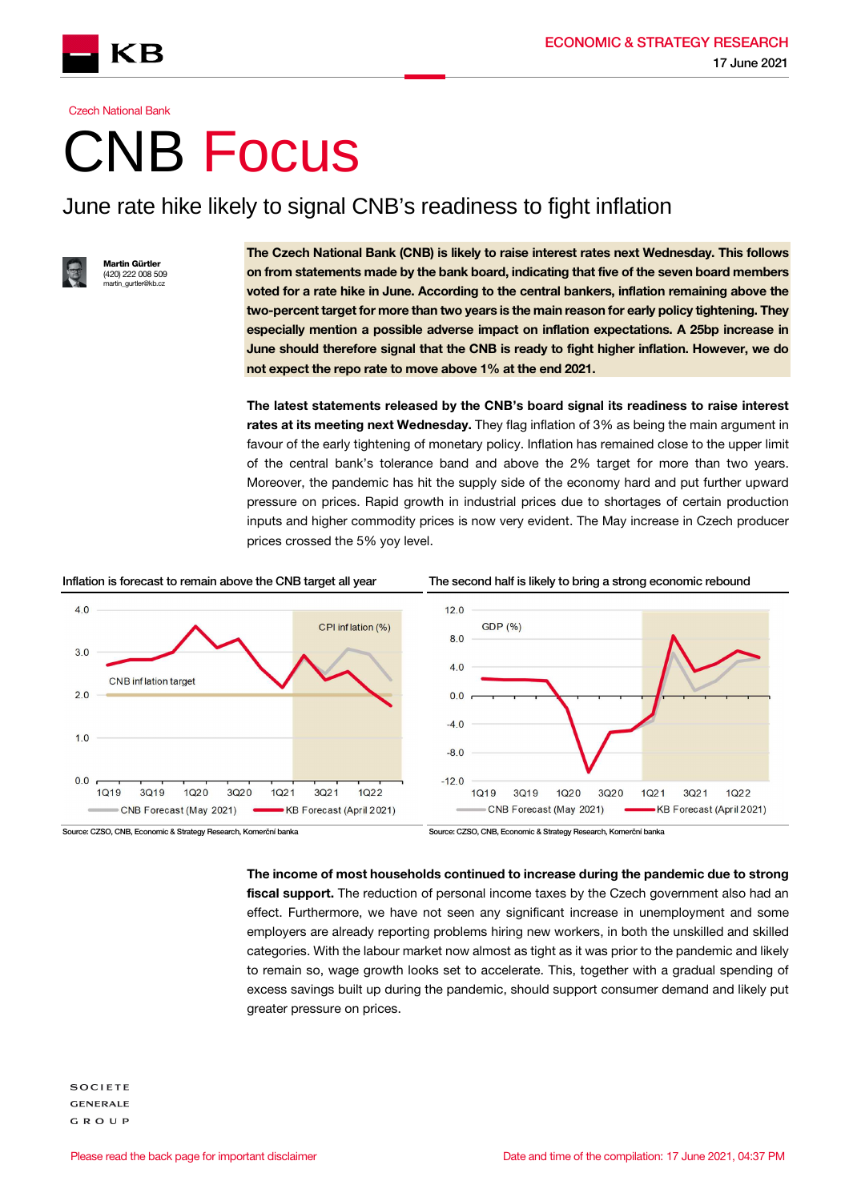Czech National Bank

# CNB Focus

## June rate hike likely to signal CNB's readiness to fight inflation

**Martin Gürtler**
(420) 222 008 509
martin_gurtler@kb.cz

**The Czech National Bank (CNB) is likely to raise interest rates next Wednesday. This follows on from statements made by the bank board, indicating that five of the seven board members voted for a rate hike in June. According to the central bankers, inflation remaining above the two-percent target for more than two years is the main reason for early policy tightening. They especially mention a possible adverse impact on inflation expectations. A 25bp increase in June should therefore signal that the CNB is ready to fight higher inflation. However, we do not expect the repo rate to move above 1% at the end 2021.**

**The latest statements released by the CNB's board signal its readiness to raise interest rates at its meeting next Wednesday.** They flag inflation of 3% as being the main argument in favour of the early tightening of monetary policy. Inflation has remained close to the upper limit of the central bank's tolerance band and above the 2% target for more than two years. Moreover, the pandemic has hit the supply side of the economy hard and put further upward pressure on prices. Rapid growth in industrial prices due to shortages of certain production inputs and higher commodity prices is now very evident. The May increase in Czech producer prices crossed the 5% yoy level.

**Inflation is forecast to remain above the CNB target all year**

Source: CZSO, CNB, Economic & Strategy Research, Komerční banka

**The second half is likely to bring a strong economic rebound**

Source: CZSO, CNB, Economic & Strategy Research, Komerční banka

**The income of most households continued to increase during the pandemic due to strong fiscal support.** The reduction of personal income taxes by the Czech government also had an effect. Furthermore, we have not seen any significant increase in unemployment and some employers are already reporting problems hiring new workers, in both the unskilled and skilled categories. With the labour market now almost as tight as it was prior to the pandemic and likely to remain so, wage growth looks set to accelerate. This, together with a gradual spending of excess savings built up during the pandemic, should support consumer demand and likely put greater pressure on prices.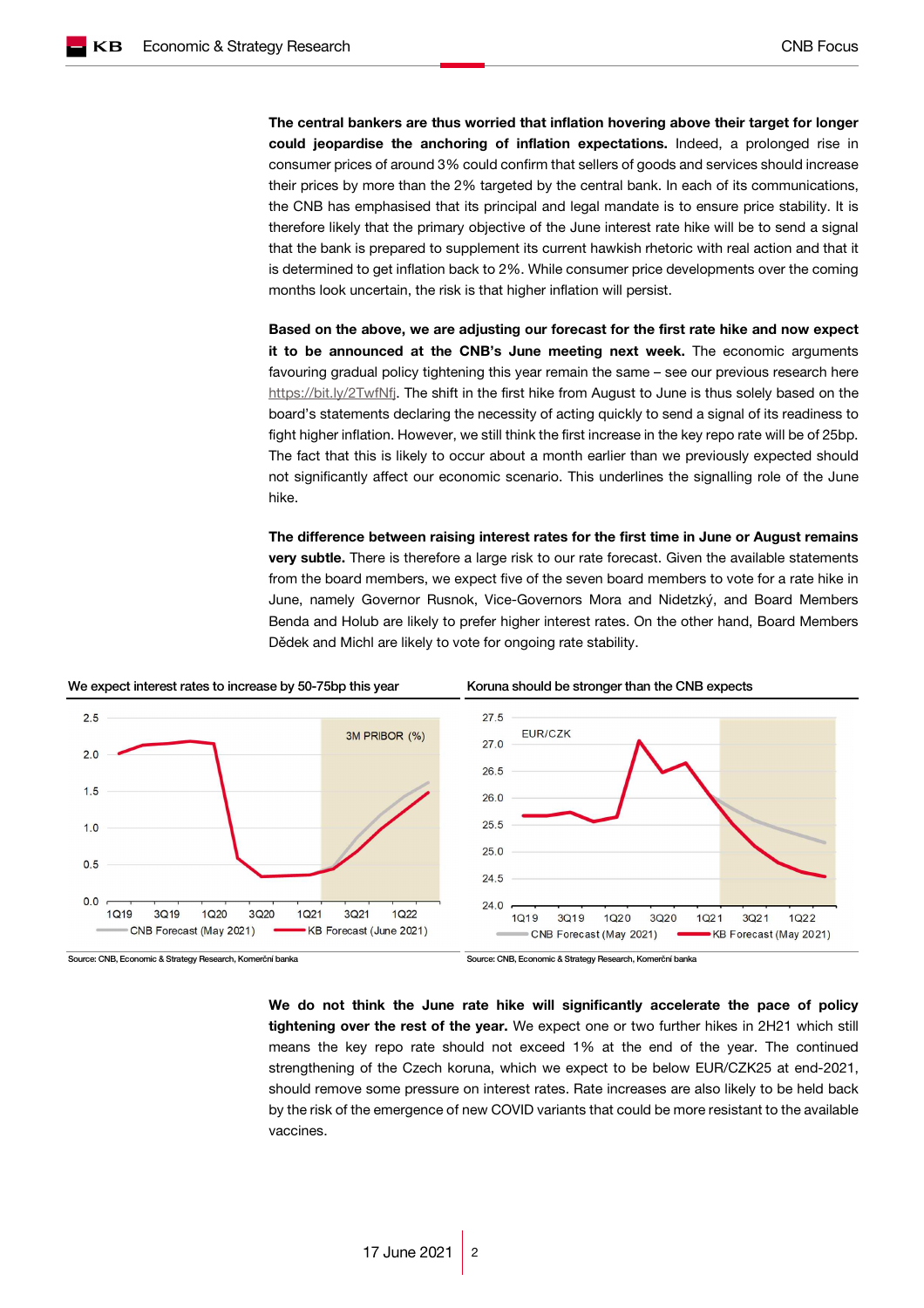**The central bankers are thus worried that inflation hovering above their target for longer could jeopardise the anchoring of inflation expectations.** Indeed, a prolonged rise in consumer prices of around 3% could confirm that sellers of goods and services should increase their prices by more than the 2% targeted by the central bank. In each of its communications, the CNB has emphasised that its principal and legal mandate is to ensure price stability. It is therefore likely that the primary objective of the June interest rate hike will be to send a signal that the bank is prepared to supplement its current hawkish rhetoric with real action and that it is determined to get inflation back to 2%. While consumer price developments over the coming months look uncertain, the risk is that higher inflation will persist.

**Based on the above, we are adjusting our forecast for the first rate hike and now expect it to be announced at the CNB's June meeting next week.** The economic arguments favouring gradual policy tightening this year remain the same – see our previous research here https://bit.ly/2TwfNfj. The shift in the first hike from August to June is thus solely based on the board's statements declaring the necessity of acting quickly to send a signal of its readiness to fight higher inflation. However, we still think the first increase in the key repo rate will be of 25bp. The fact that this is likely to occur about a month earlier than we previously expected should not significantly affect our economic scenario. This underlines the signalling role of the June hike.

**The difference between raising interest rates for the first time in June or August remains very subtle.** There is therefore a large risk to our rate forecast. Given the available statements from the board members, we expect five of the seven board members to vote for a rate hike in June, namely Governor Rusnok, Vice-Governors Mora and Nidetzký, and Board Members Benda and Holub are likely to prefer higher interest rates. On the other hand, Board Members Dědek and Michl are likely to vote for ongoing rate stability.

We expect interest rates to increase by 50-75bp this year

Source: CNB, Economic & Strategy Research, Komerční banka

Koruna should be stronger than the CNB expects

Source: CNB, Economic & Strategy Research, Komerční banka

**We do not think the June rate hike will significantly accelerate the pace of policy tightening over the rest of the year.** We expect one or two further hikes in 2H21 which still means the key repo rate should not exceed 1% at the end of the year. The continued strengthening of the Czech koruna, which we expect to be below EUR/CZK25 at end-2021, should remove some pressure on interest rates. Rate increases are also likely to be held back by the risk of the emergence of new COVID variants that could be more resistant to the available vaccines.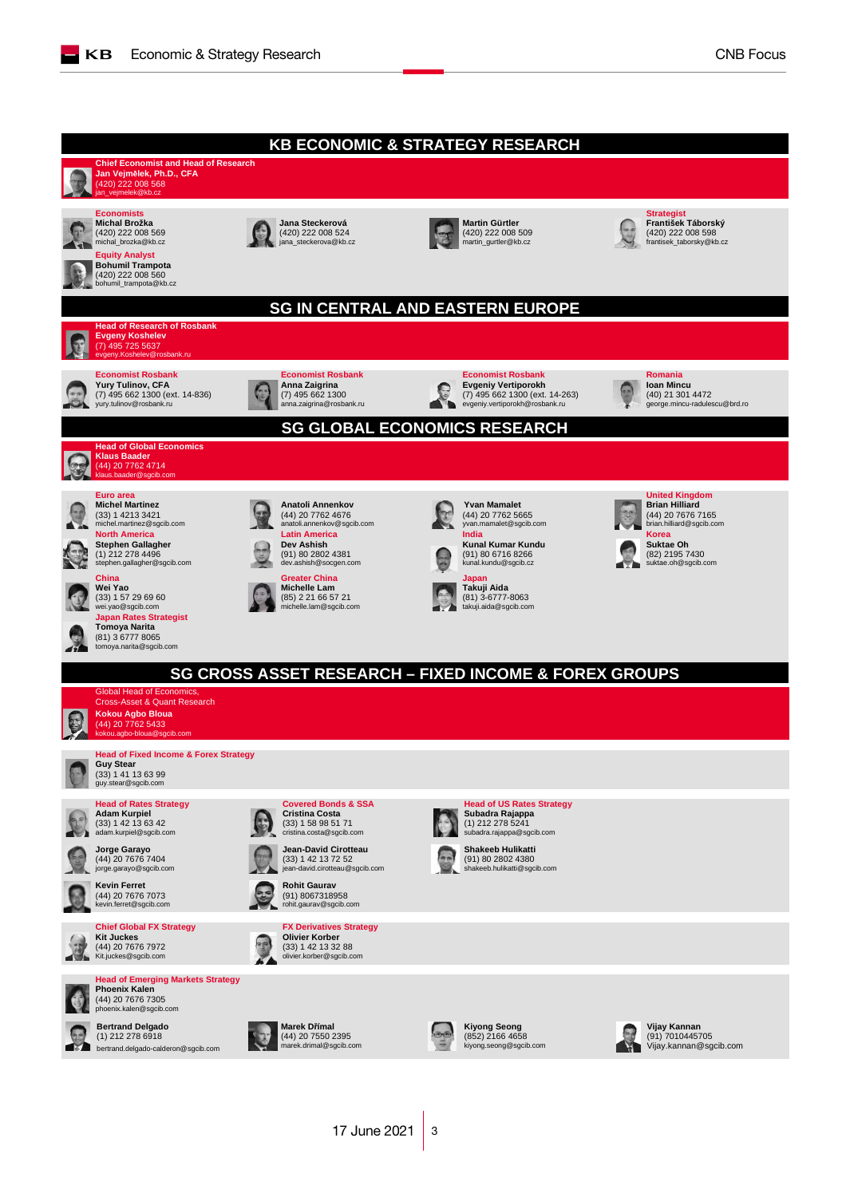# KB ECONOMIC & STRATEGY RESEARCH

**Chief Economist and Head of Research**
**Jan Vejmělek, Ph.D., CFA**
(420) 222 008 568
jan_vejmelek@kb.cz

**Economists**
**Michal Brožka**
(420) 222 008 569
michal_brozka@kb.cz

**Jana Steckerová**
(420) 222 008 524
jana_steckerova@kb.cz

**Martin Gürtler**
(420) 222 008 509
martin_gurtler@kb.cz

**Strategist**
**František Táborský**
(420) 222 008 598
frantisek_taborsky@kb.cz

**Equity Analyst**
**Bohumil Trampota**
(420) 222 008 560
bohumil_trampota@kb.cz

# SG IN CENTRAL AND EASTERN EUROPE

**Head of Research of Rosbank**
**Evgeny Koshelev**
(7) 495 725 5637
evgeny.Koshelev@rosbank.ru

**Economist Rosbank**
**Yury Tulinov, CFA**
(7) 495 662 1300 (ext. 14-836)
yury.tulinov@rosbank.ru

**Economist Rosbank**
**Anna Zaigrina**
(7) 495 662 1300
anna.zaigrina@rosbank.ru

**Economist Rosbank**
**Evgeniy Vertiporokh**
(7) 495 662 1300 (ext. 14-263)
evgeniy.vertiporokh@rosbank.ru

**Romania**
**Ioan Mincu**
(40) 21 301 4472
george.mincu-radulescu@brd.ro

# SG GLOBAL ECONOMICS RESEARCH

**Head of Global Economics**
**Klaus Baader**
(44) 20 7762 4714
klaus.baader@sgcib.com

**Euro area**
**Michel Martinez**
(33) 1 4213 3421
michel.martinez@sgcib.com

**Anatoli Annenkov**
(44) 20 7762 4676
anatoli.annenkov@sgcib.com

**Yvan Mamalet**
(44) 20 7762 5665
yvan.mamalet@sgcib.com

**United Kingdom**
**Brian Hilliard**
(44) 20 7676 7165
brian.hilliard@sgcib.com

**North America**
**Stephen Gallagher**
(1) 212 278 4496
stephen.gallagher@sgcib.com

**Latin America**
**Dev Ashish**
(91) 80 2802 4381
dev.ashish@socgen.com

**India**
**Kunal Kumar Kundu**
(91) 80 6716 8266
kunal.kundu@sgcib.cz

**Korea**
**Suktae Oh**
(82) 2195 7430
suktae.oh@sgcib.com

**China**
**Wei Yao**
(33) 1 57 29 69 60
wei.yao@sgcib.com

**Greater China**
**Michelle Lam**
(85) 2 21 66 57 21
michelle.lam@sgcib.com

**Japan**
**Takuji Aida**
(81) 3-6777-8063
takuji.aida@sgcib.com

**Japan Rates Strategist**
**Tomoya Narita**
(81) 3 6777 8065
tomoya.narita@sgcib.com

# SG CROSS ASSET RESEARCH – FIXED INCOME & FOREX GROUPS

Global Head of Economics,
Cross-Asset & Quant Research
**Kokou Agbo Bloua**
(44) 20 7762 5433
kokou.agbo-bloua@sgcib.com

**Head of Fixed Income & Forex Strategy**
**Guy Stear**
(33) 1 41 13 63 99
guy.stear@sgcib.com

**Head of Rates Strategy**
**Adam Kurpiel**
(33) 1 42 13 63 42
adam.kurpiel@sgcib.com

**Covered Bonds & SSA**
**Cristina Costa**
(33) 1 58 98 51 71
cristina.costa@sgcib.com

**Head of US Rates Strategy**
**Subadra Rajappa**
(1) 212 278 5241
subadra.rajappa@sgcib.com

**Jorge Garayo**
(44) 20 7676 7404
jorge.garayo@sgcib.com

**Jean-David Cirotteau**
(33) 1 42 13 72 52
jean-david.cirotteau@sgcib.com

**Shakeeb Hulikatti**
(91) 80 2802 4380
shakeeb.hulikatti@sgcib.com

**Kevin Ferret**
(44) 20 7676 7073
kevin.ferret@sgcib.com

**Rohit Gaurav**
(91) 8067318958
rohit.gaurav@sgcib.com

**Chief Global FX Strategy**
**Kit Juckes**
(44) 20 7676 7972
Kit.juckes@sgcib.com

**FX Derivatives Strategy**
**Olivier Korber**
(33) 1 42 13 32 88
olivier.korber@sgcib.com

**Head of Emerging Markets Strategy**
**Phoenix Kalen**
(44) 20 7676 7305
phoenix.kalen@sgcib.com

**Bertrand Delgado**
(1) 212 278 6918
bertrand.delgado-calderon@sgcib.com

**Marek Dřímal**
(44) 20 7550 2395
marek.drimal@sgcib.com

**Kiyong Seong**
(852) 2166 4658
kiyong.seong@sgcib.com

**Vijay Kannan**
(91) 7010445705
Vijay.kannan@sgcib.com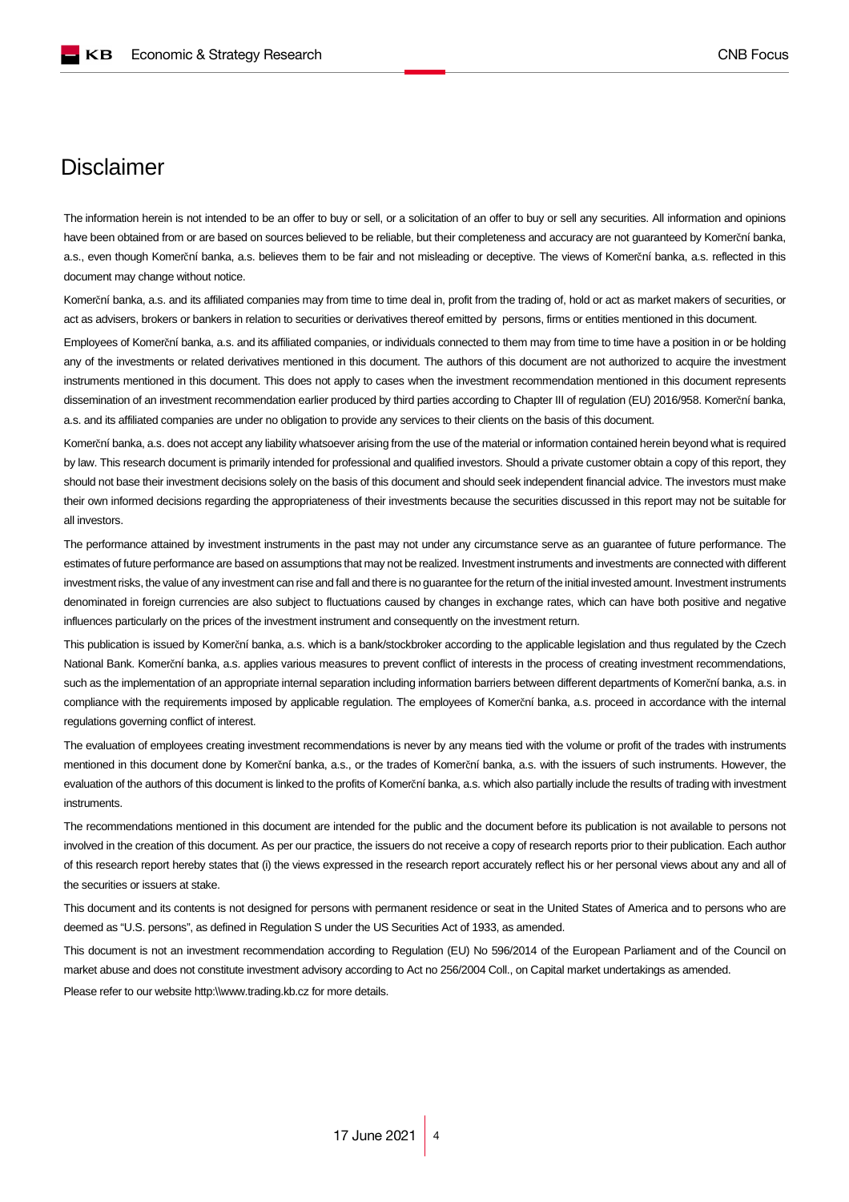# Disclaimer

The information herein is not intended to be an offer to buy or sell, or a solicitation of an offer to buy or sell any securities. All information and opinions have been obtained from or are based on sources believed to be reliable, but their completeness and accuracy are not guaranteed by Komerční banka, a.s., even though Komerční banka, a.s. believes them to be fair and not misleading or deceptive. The views of Komerční banka, a.s. reflected in this document may change without notice.

Komerční banka, a.s. and its affiliated companies may from time to time deal in, profit from the trading of, hold or act as market makers of securities, or act as advisers, brokers or bankers in relation to securities or derivatives thereof emitted by persons, firms or entities mentioned in this document.

Employees of Komerční banka, a.s. and its affiliated companies, or individuals connected to them may from time to time have a position in or be holding any of the investments or related derivatives mentioned in this document. The authors of this document are not authorized to acquire the investment instruments mentioned in this document. This does not apply to cases when the investment recommendation mentioned in this document represents dissemination of an investment recommendation earlier produced by third parties according to Chapter III of regulation (EU) 2016/958. Komerční banka, a.s. and its affiliated companies are under no obligation to provide any services to their clients on the basis of this document.

Komerční banka, a.s. does not accept any liability whatsoever arising from the use of the material or information contained herein beyond what is required by law. This research document is primarily intended for professional and qualified investors. Should a private customer obtain a copy of this report, they should not base their investment decisions solely on the basis of this document and should seek independent financial advice. The investors must make their own informed decisions regarding the appropriateness of their investments because the securities discussed in this report may not be suitable for all investors.

The performance attained by investment instruments in the past may not under any circumstance serve as an guarantee of future performance. The estimates of future performance are based on assumptions that may not be realized. Investment instruments and investments are connected with different investment risks, the value of any investment can rise and fall and there is no guarantee for the return of the initial invested amount. Investment instruments denominated in foreign currencies are also subject to fluctuations caused by changes in exchange rates, which can have both positive and negative influences particularly on the prices of the investment instrument and consequently on the investment return.

This publication is issued by Komerční banka, a.s. which is a bank/stockbroker according to the applicable legislation and thus regulated by the Czech National Bank. Komerční banka, a.s. applies various measures to prevent conflict of interests in the process of creating investment recommendations, such as the implementation of an appropriate internal separation including information barriers between different departments of Komerční banka, a.s. in compliance with the requirements imposed by applicable regulation. The employees of Komerční banka, a.s. proceed in accordance with the internal regulations governing conflict of interest.

The evaluation of employees creating investment recommendations is never by any means tied with the volume or profit of the trades with instruments mentioned in this document done by Komerční banka, a.s., or the trades of Komerční banka, a.s. with the issuers of such instruments. However, the evaluation of the authors of this document is linked to the profits of Komerční banka, a.s. which also partially include the results of trading with investment instruments.

The recommendations mentioned in this document are intended for the public and the document before its publication is not available to persons not involved in the creation of this document. As per our practice, the issuers do not receive a copy of research reports prior to their publication. Each author of this research report hereby states that (i) the views expressed in the research report accurately reflect his or her personal views about any and all of the securities or issuers at stake.

This document and its contents is not designed for persons with permanent residence or seat in the United States of America and to persons who are deemed as "U.S. persons", as defined in Regulation S under the US Securities Act of 1933, as amended.

This document is not an investment recommendation according to Regulation (EU) No 596/2014 of the European Parliament and of the Council on market abuse and does not constitute investment advisory according to Act no 256/2004 Coll., on Capital market undertakings as amended.

Please refer to our website http:\\www.trading.kb.cz for more details.